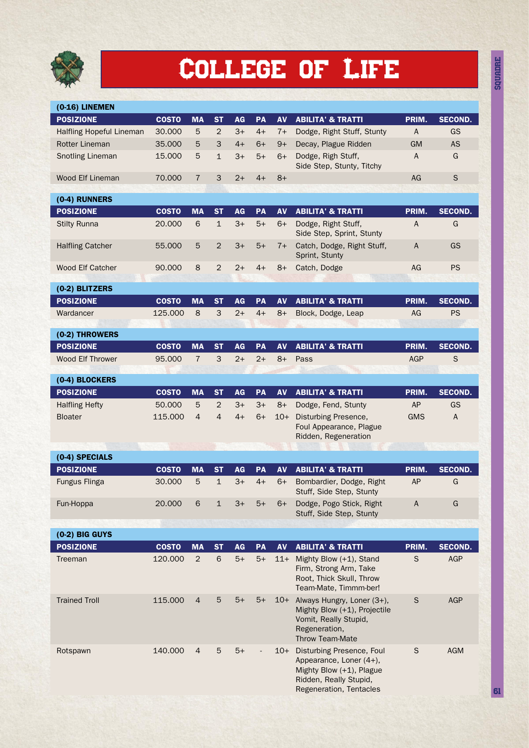# COLLEGE OF LIFE

| (0-16) LINEMEN | | | | | | | | | |
|---|---|---|---|---|---|---|---|---|---|
| **POSIZIONE** | **COSTO** | **MA** | **ST** | **AG** | **PA** | **AV** | **ABILITA' & TRATTI** | **PRIM.** | **SECOND.** |
| Halfling Hopeful Lineman | 30.000 | 5 | 2 | 3+ | 4+ | 7+ | Dodge, Right Stuff, Stunty | A | GS |
| Rotter Lineman | 35.000 | 5 | 3 | 4+ | 6+ | 9+ | Decay, Plague Ridden | GM | AS |
| Snotling Lineman | 15.000 | 5 | 1 | 3+ | 5+ | 6+ | Dodge, Righ Stuff, Side Step, Stunty, Titchy | A | G |
| Wood Elf Lineman | 70.000 | 7 | 3 | 2+ | 4+ | 8+ | | AG | S |

| (0-4) RUNNERS | | | | | | | | | |
|---|---|---|---|---|---|---|---|---|---|
| **POSIZIONE** | **COSTO** | **MA** | **ST** | **AG** | **PA** | **AV** | **ABILITA' & TRATTI** | **PRIM.** | **SECOND.** |
| Stilty Runna | 20.000 | 6 | 1 | 3+ | 5+ | 6+ | Dodge, Right Stuff, Side Step, Sprint, Stunty | A | G |
| Halfling Catcher | 55.000 | 5 | 2 | 3+ | 5+ | 7+ | Catch, Dodge, Right Stuff, Sprint, Stunty | A | GS |
| Wood Elf Catcher | 90.000 | 8 | 2 | 2+ | 4+ | 8+ | Catch, Dodge | AG | PS |

| (0-2) BLITZERS | | | | | | | | | |
|---|---|---|---|---|---|---|---|---|---|
| **POSIZIONE** | **COSTO** | **MA** | **ST** | **AG** | **PA** | **AV** | **ABILITA' & TRATTI** | **PRIM.** | **SECOND.** |
| Wardancer | 125.000 | 8 | 3 | 2+ | 4+ | 8+ | Block, Dodge, Leap | AG | PS |

| (0-2) THROWERS | | | | | | | | | |
|---|---|---|---|---|---|---|---|---|---|
| **POSIZIONE** | **COSTO** | **MA** | **ST** | **AG** | **PA** | **AV** | **ABILITA' & TRATTI** | **PRIM.** | **SECOND.** |
| Wood Elf Thrower | 95.000 | 7 | 3 | 2+ | 2+ | 8+ | Pass | AGP | S |

| (0-4) BLOCKERS | | | | | | | | | |
|---|---|---|---|---|---|---|---|---|---|
| **POSIZIONE** | **COSTO** | **MA** | **ST** | **AG** | **PA** | **AV** | **ABILITA' & TRATTI** | **PRIM.** | **SECOND.** |
| Halfling Hefty | 50.000 | 5 | 2 | 3+ | 3+ | 8+ | Dodge, Fend, Stunty | AP | GS |
| Bloater | 115.000 | 4 | 4 | 4+ | 6+ | 10+ | Disturbing Presence, Foul Appearance, Plague Ridden, Regeneration | GMS | A |

| (0-4) SPECIALS | | | | | | | | | |
|---|---|---|---|---|---|---|---|---|---|
| **POSIZIONE** | **COSTO** | **MA** | **ST** | **AG** | **PA** | **AV** | **ABILITA' & TRATTI** | **PRIM.** | **SECOND.** |
| Fungus Flinga | 30.000 | 5 | 1 | 3+ | 4+ | 6+ | Bombardier, Dodge, Right Stuff, Side Step, Stunty | AP | G |
| Fun-Hoppa | 20.000 | 6 | 1 | 3+ | 5+ | 6+ | Dodge, Pogo Stick, Right Stuff, Side Step, Stunty | A | G |

| (0-2) BIG GUYS | | | | | | | | | |
|---|---|---|---|---|---|---|---|---|---|
| **POSIZIONE** | **COSTO** | **MA** | **ST** | **AG** | **PA** | **AV** | **ABILITA' & TRATTI** | **PRIM.** | **SECOND.** |
| Treeman | 120.000 | 2 | 6 | 5+ | 5+ | 11+ | Mighty Blow (+1), Stand Firm, Strong Arm, Take Root, Thick Skull, Throw Team-Mate, Timmm-ber! | S | AGP |
| Trained Troll | 115.000 | 4 | 5 | 5+ | 5+ | 10+ | Always Hungry, Loner (3+), Mighty Blow (+1), Projectile Vomit, Really Stupid, Regeneration, Throw Team-Mate | S | AGP |
| Rotspawn | 140.000 | 4 | 5 | 5+ | - | 10+ | Disturbing Presence, Foul Appearance, Loner (4+), Mighty Blow (+1), Plague Ridden, Really Stupid, Regeneration, Tentacles | S | AGM |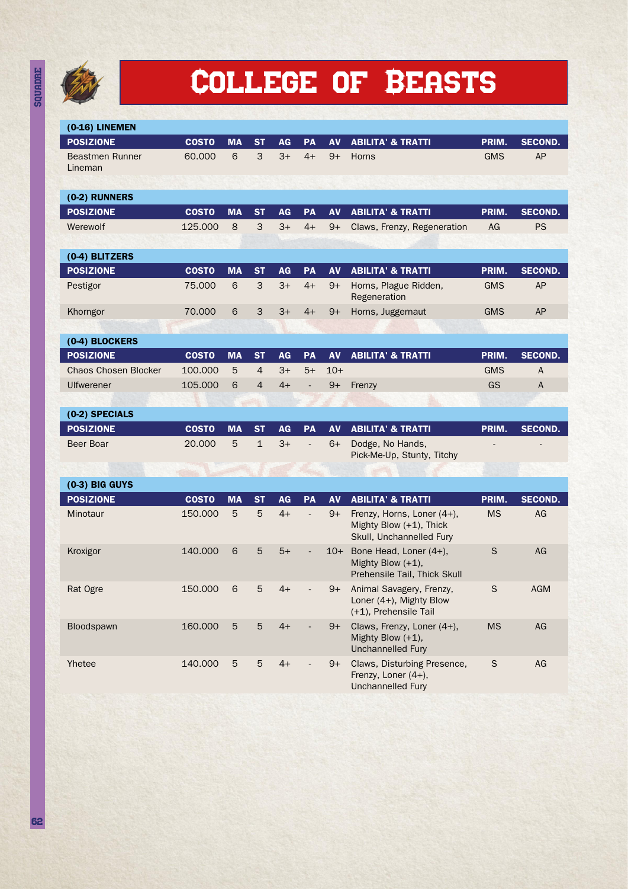# College of Beasts

| (0-16) LINEMEN | | | | | | | | | |
|---|---|---|---|---|---|---|---|---|---|
| POSIZIONE | COSTO | MA | ST | AG | PA | AV | ABILITA' & TRATTI | PRIM. | SECOND. |
| Beastmen Runner Lineman | 60.000 | 6 | 3 | 3+ | 4+ | 9+ | Horns | GMS | AP |

| (0-2) RUNNERS | | | | | | | | | |
|---|---|---|---|---|---|---|---|---|---|
| POSIZIONE | COSTO | MA | ST | AG | PA | AV | ABILITA' & TRATTI | PRIM. | SECOND. |
| Werewolf | 125.000 | 8 | 3 | 3+ | 4+ | 9+ | Claws, Frenzy, Regeneration | AG | PS |

| (0-4) BLITZERS | | | | | | | | | |
|---|---|---|---|---|---|---|---|---|---|
| POSIZIONE | COSTO | MA | ST | AG | PA | AV | ABILITA' & TRATTI | PRIM. | SECOND. |
| Pestigor | 75.000 | 6 | 3 | 3+ | 4+ | 9+ | Horns, Plague Ridden, Regeneration | GMS | AP |
| Khorngor | 70.000 | 6 | 3 | 3+ | 4+ | 9+ | Horns, Juggernaut | GMS | AP |

| (0-4) BLOCKERS | | | | | | | | | |
|---|---|---|---|---|---|---|---|---|---|
| POSIZIONE | COSTO | MA | ST | AG | PA | AV | ABILITA' & TRATTI | PRIM. | SECOND. |
| Chaos Chosen Blocker | 100.000 | 5 | 4 | 3+ | 5+ | 10+ | | GMS | A |
| Ulfwerener | 105.000 | 6 | 4 | 4+ | - | 9+ | Frenzy | GS | A |

| (0-2) SPECIALS | | | | | | | | | |
|---|---|---|---|---|---|---|---|---|---|
| POSIZIONE | COSTO | MA | ST | AG | PA | AV | ABILITA' & TRATTI | PRIM. | SECOND. |
| Beer Boar | 20.000 | 5 | 1 | 3+ | - | 6+ | Dodge, No Hands, Pick-Me-Up, Stunty, Titchy | - | - |

| (0-3) BIG GUYS | | | | | | | | | |
|---|---|---|---|---|---|---|---|---|---|
| POSIZIONE | COSTO | MA | ST | AG | PA | AV | ABILITA' & TRATTI | PRIM. | SECOND. |
| Minotaur | 150.000 | 5 | 5 | 4+ | - | 9+ | Frenzy, Horns, Loner (4+), Mighty Blow (+1), Thick Skull, Unchannelled Fury | MS | AG |
| Kroxigor | 140.000 | 6 | 5 | 5+ | - | 10+ | Bone Head, Loner (4+), Mighty Blow (+1), Prehensile Tail, Thick Skull | S | AG |
| Rat Ogre | 150.000 | 6 | 5 | 4+ | - | 9+ | Animal Savagery, Frenzy, Loner (4+), Mighty Blow (+1), Prehensile Tail | S | AGM |
| Bloodspawn | 160.000 | 5 | 5 | 4+ | - | 9+ | Claws, Frenzy, Loner (4+), Mighty Blow (+1), Unchannelled Fury | MS | AG |
| Yhetee | 140.000 | 5 | 5 | 4+ | - | 9+ | Claws, Disturbing Presence, Frenzy, Loner (4+), Unchannelled Fury | S | AG |